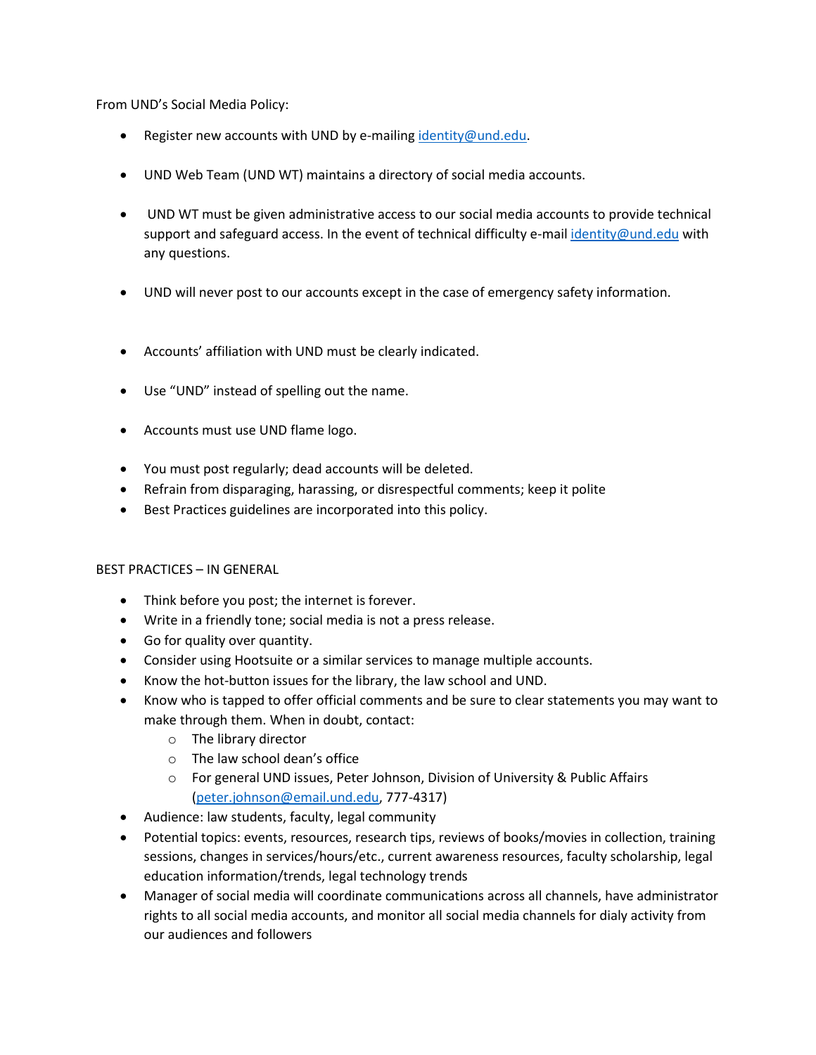From UND's Social Media Policy:

- Register new accounts with UND by e-mailing identity@und.edu.
- UND Web Team (UND WT) maintains a directory of social media accounts.
- UND WT must be given administrative access to our social media accounts to provide technical support and safeguard access. In the event of technical difficulty e-mail identity@und.edu with any questions.
- UND will never post to our accounts except in the case of emergency safety information.
- Accounts' affiliation with UND must be clearly indicated.
- Use "UND" instead of spelling out the name.
- Accounts must use UND flame logo.
- You must post regularly; dead accounts will be deleted.
- Refrain from disparaging, harassing, or disrespectful comments; keep it polite
- Best Practices guidelines are incorporated into this policy.

BEST PRACTICES – IN GENERAL

- Think before you post; the internet is forever.
- Write in a friendly tone; social media is not a press release.
- Go for quality over quantity.
- Consider using Hootsuite or a similar services to manage multiple accounts.
- Know the hot-button issues for the library, the law school and UND.
- Know who is tapped to offer official comments and be sure to clear statements you may want to make through them. When in doubt, contact:
    - The library director
    - The law school dean's office
    - For general UND issues, Peter Johnson, Division of University & Public Affairs (peter.johnson@email.und.edu, 777-4317)
- Audience: law students, faculty, legal community
- Potential topics: events, resources, research tips, reviews of books/movies in collection, training sessions, changes in services/hours/etc., current awareness resources, faculty scholarship, legal education information/trends, legal technology trends
- Manager of social media will coordinate communications across all channels, have administrator rights to all social media accounts, and monitor all social media channels for dialy activity from our audiences and followers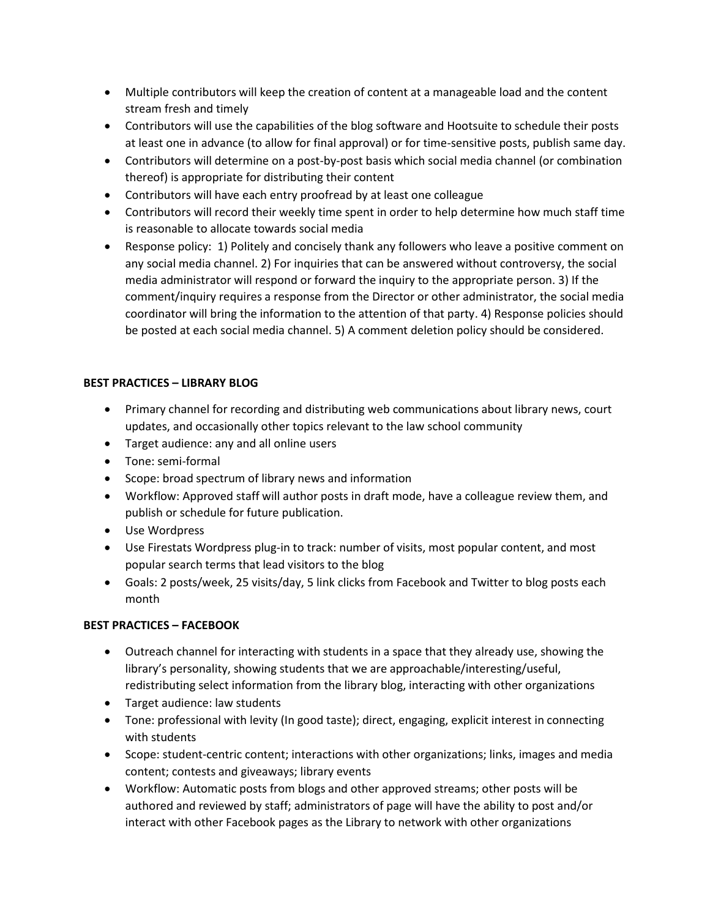- Multiple contributors will keep the creation of content at a manageable load and the content stream fresh and timely
- Contributors will use the capabilities of the blog software and Hootsuite to schedule their posts at least one in advance (to allow for final approval) or for time-sensitive posts, publish same day.
- Contributors will determine on a post-by-post basis which social media channel (or combination thereof) is appropriate for distributing their content
- Contributors will have each entry proofread by at least one colleague
- Contributors will record their weekly time spent in order to help determine how much staff time is reasonable to allocate towards social media
- Response policy: 1) Politely and concisely thank any followers who leave a positive comment on any social media channel. 2) For inquiries that can be answered without controversy, the social media administrator will respond or forward the inquiry to the appropriate person. 3) If the comment/inquiry requires a response from the Director or other administrator, the social media coordinator will bring the information to the attention of that party. 4) Response policies should be posted at each social media channel. 5) A comment deletion policy should be considered.

**BEST PRACTICES – LIBRARY BLOG**

- Primary channel for recording and distributing web communications about library news, court updates, and occasionally other topics relevant to the law school community
- Target audience: any and all online users
- Tone: semi-formal
- Scope: broad spectrum of library news and information
- Workflow: Approved staff will author posts in draft mode, have a colleague review them, and publish or schedule for future publication.
- Use Wordpress
- Use Firestats Wordpress plug-in to track: number of visits, most popular content, and most popular search terms that lead visitors to the blog
- Goals: 2 posts/week, 25 visits/day, 5 link clicks from Facebook and Twitter to blog posts each month

**BEST PRACTICES – FACEBOOK**

- Outreach channel for interacting with students in a space that they already use, showing the library's personality, showing students that we are approachable/interesting/useful, redistributing select information from the library blog, interacting with other organizations
- Target audience: law students
- Tone: professional with levity (In good taste); direct, engaging, explicit interest in connecting with students
- Scope: student-centric content; interactions with other organizations; links, images and media content; contests and giveaways; library events
- Workflow: Automatic posts from blogs and other approved streams; other posts will be authored and reviewed by staff; administrators of page will have the ability to post and/or interact with other Facebook pages as the Library to network with other organizations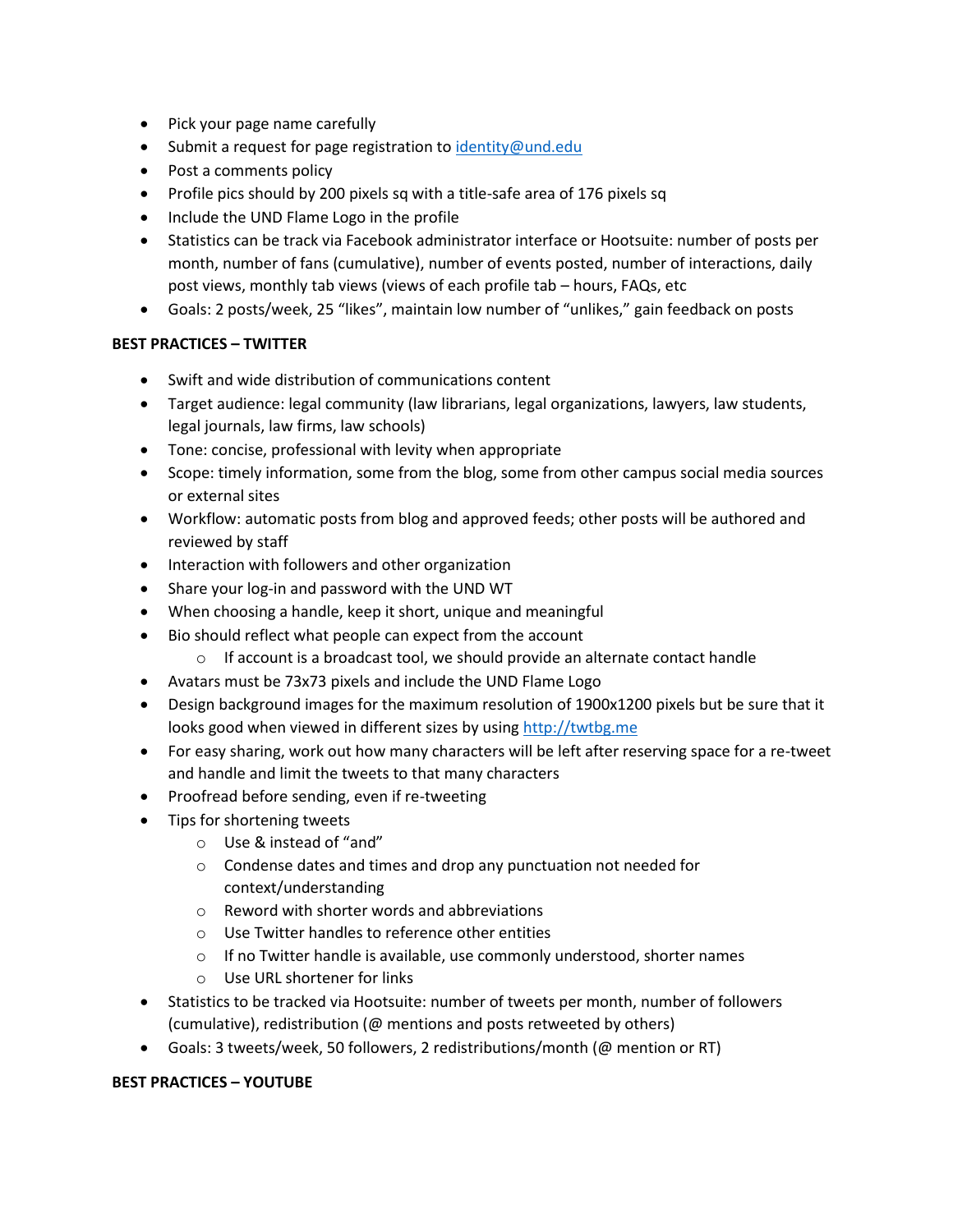- Pick your page name carefully
- Submit a request for page registration to [identity@und.edu](mailto:identity@und.edu)
- Post a comments policy
- Profile pics should by 200 pixels sq with a title-safe area of 176 pixels sq
- Include the UND Flame Logo in the profile
- Statistics can be track via Facebook administrator interface or Hootsuite: number of posts per month, number of fans (cumulative), number of events posted, number of interactions, daily post views, monthly tab views (views of each profile tab – hours, FAQs, etc
- Goals: 2 posts/week, 25 "likes", maintain low number of "unlikes," gain feedback on posts

**BEST PRACTICES – TWITTER**

- Swift and wide distribution of communications content
- Target audience: legal community (law librarians, legal organizations, lawyers, law students, legal journals, law firms, law schools)
- Tone: concise, professional with levity when appropriate
- Scope: timely information, some from the blog, some from other campus social media sources or external sites
- Workflow: automatic posts from blog and approved feeds; other posts will be authored and reviewed by staff
- Interaction with followers and other organization
- Share your log-in and password with the UND WT
- When choosing a handle, keep it short, unique and meaningful
- Bio should reflect what people can expect from the account
  - If account is a broadcast tool, we should provide an alternate contact handle
- Avatars must be 73x73 pixels and include the UND Flame Logo
- Design background images for the maximum resolution of 1900x1200 pixels but be sure that it looks good when viewed in different sizes by using [http://twtbg.me](http://twtbg.me)
- For easy sharing, work out how many characters will be left after reserving space for a re-tweet and handle and limit the tweets to that many characters
- Proofread before sending, even if re-tweeting
- Tips for shortening tweets
  - Use & instead of "and"
  - Condense dates and times and drop any punctuation not needed for context/understanding
  - Reword with shorter words and abbreviations
  - Use Twitter handles to reference other entities
  - If no Twitter handle is available, use commonly understood, shorter names
  - Use URL shortener for links
- Statistics to be tracked via Hootsuite: number of tweets per month, number of followers (cumulative), redistribution (@ mentions and posts retweeted by others)
- Goals: 3 tweets/week, 50 followers, 2 redistributions/month (@ mention or RT)

**BEST PRACTICES – YOUTUBE**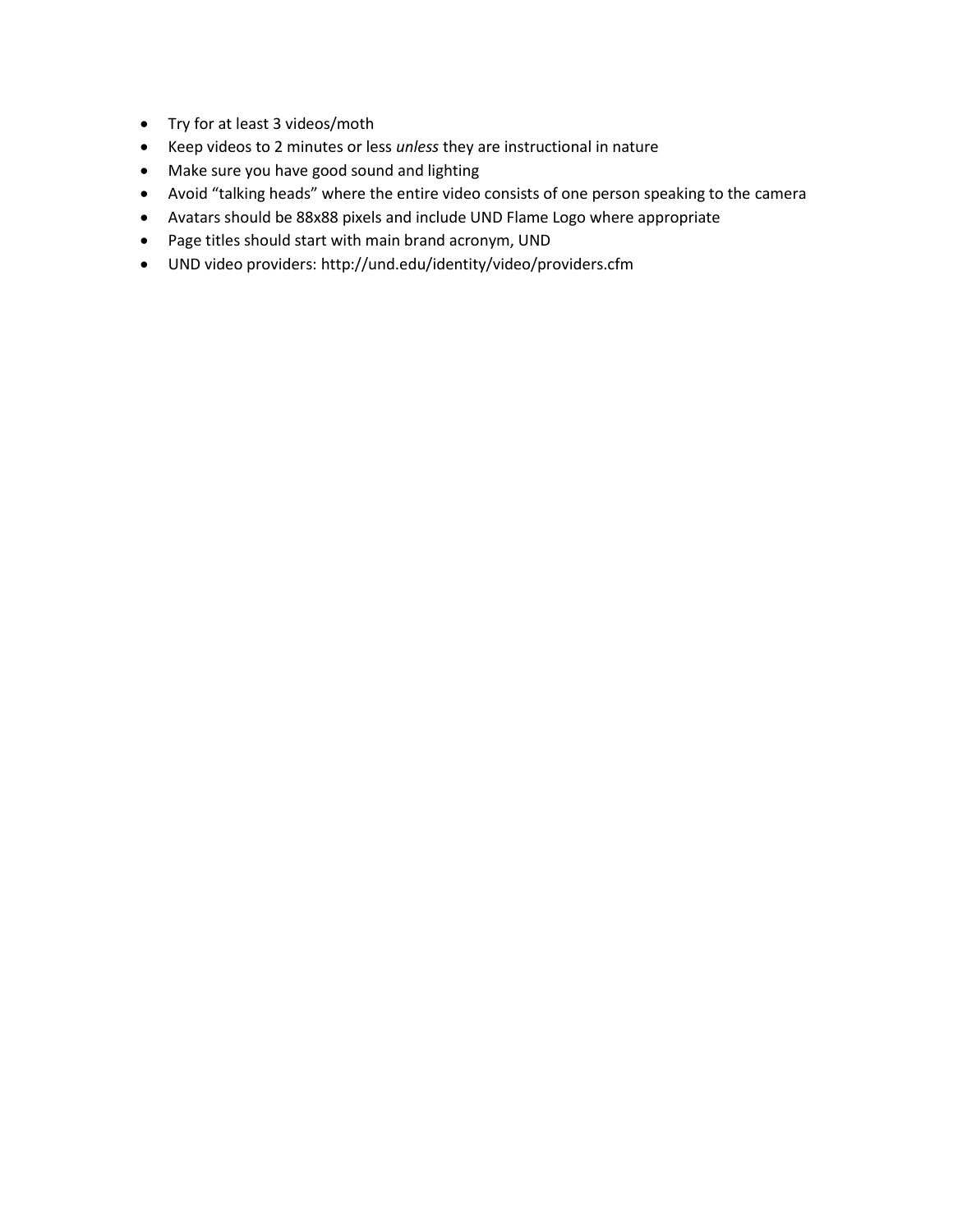- Try for at least 3 videos/moth
- Keep videos to 2 minutes or less *unless* they are instructional in nature
- Make sure you have good sound and lighting
- Avoid "talking heads" where the entire video consists of one person speaking to the camera
- Avatars should be 88x88 pixels and include UND Flame Logo where appropriate
- Page titles should start with main brand acronym, UND
- UND video providers: http://und.edu/identity/video/providers.cfm